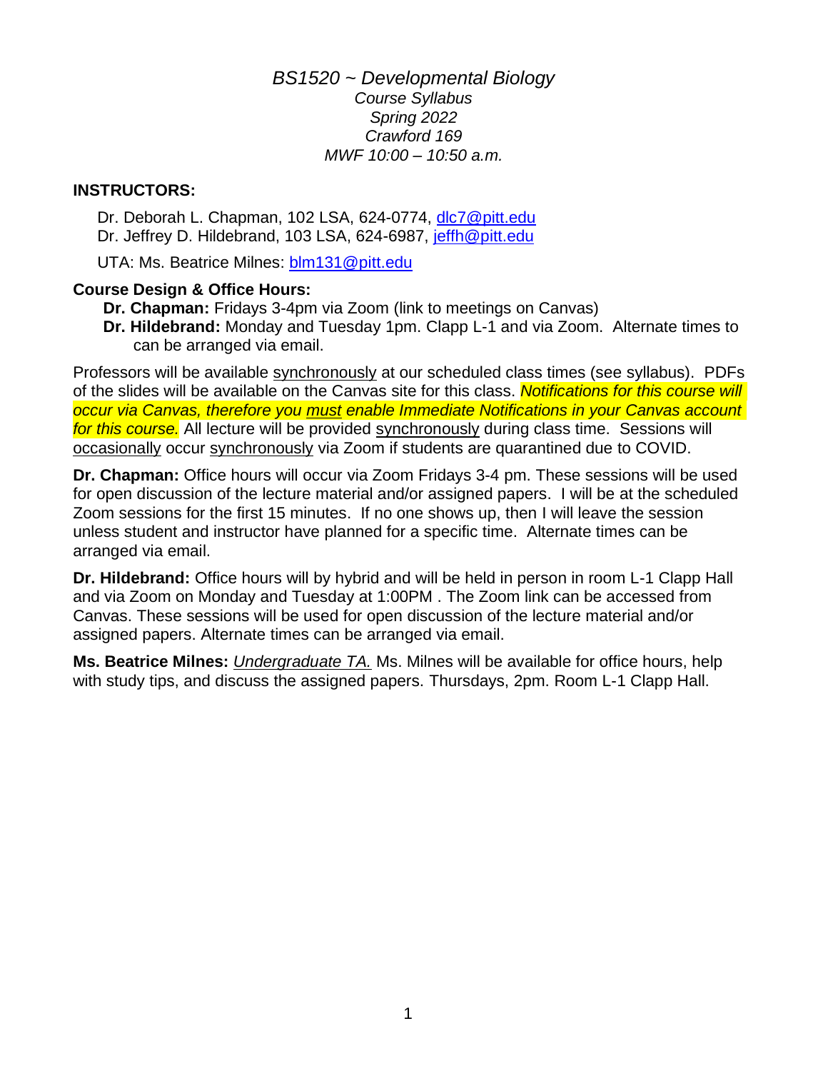# *BS1520 ~ Developmental Biology*

*Course Syllabus*
*Spring 2022*
*Crawford 169*
*MWF 10:00 – 10:50 a.m.*

**INSTRUCTORS:**

Dr. Deborah L. Chapman, 102 LSA, 624-0774, dlc7@pitt.edu
Dr. Jeffrey D. Hildebrand, 103 LSA, 624-6987, jeffh@pitt.edu

UTA: Ms. Beatrice Milnes: blm131@pitt.edu

**Course Design & Office Hours:**

**Dr. Chapman:** Fridays 3-4pm via Zoom (link to meetings on Canvas)
**Dr. Hildebrand:** Monday and Tuesday 1pm. Clapp L-1 and via Zoom. Alternate times to can be arranged via email.

Professors will be available synchronously at our scheduled class times (see syllabus). PDFs of the slides will be available on the Canvas site for this class. *Notifications for this course will occur via Canvas, therefore you must enable Immediate Notifications in your Canvas account for this course.* All lecture will be provided synchronously during class time. Sessions will occasionally occur synchronously via Zoom if students are quarantined due to COVID.

**Dr. Chapman:** Office hours will occur via Zoom Fridays 3-4 pm. These sessions will be used for open discussion of the lecture material and/or assigned papers. I will be at the scheduled Zoom sessions for the first 15 minutes. If no one shows up, then I will leave the session unless student and instructor have planned for a specific time. Alternate times can be arranged via email.

**Dr. Hildebrand:** Office hours will by hybrid and will be held in person in room L-1 Clapp Hall and via Zoom on Monday and Tuesday at 1:00PM . The Zoom link can be accessed from Canvas. These sessions will be used for open discussion of the lecture material and/or assigned papers. Alternate times can be arranged via email.

**Ms. Beatrice Milnes:** *Undergraduate TA.* Ms. Milnes will be available for office hours, help with study tips, and discuss the assigned papers. Thursdays, 2pm. Room L-1 Clapp Hall.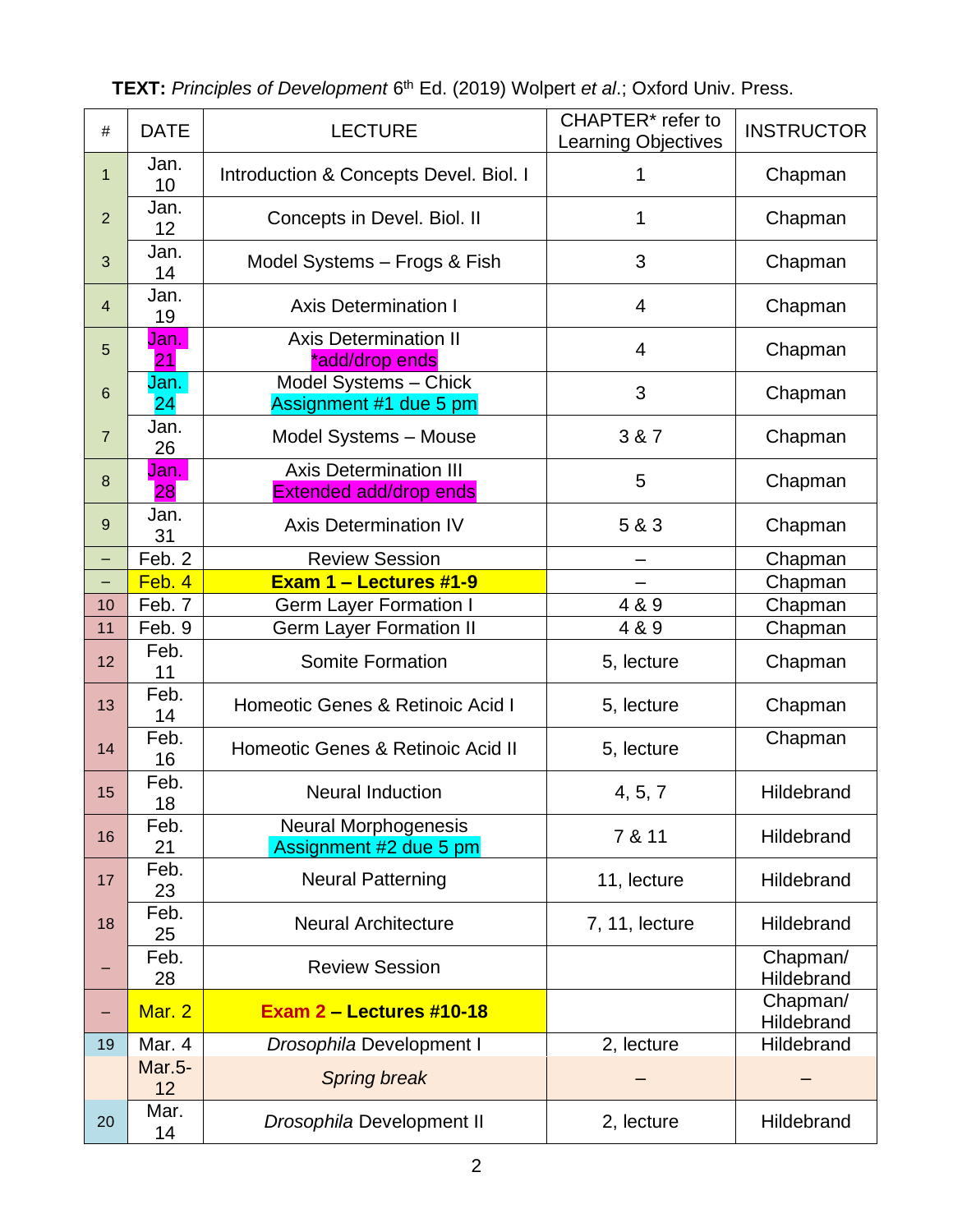**TEXT:** *Principles of Development* 6th Ed. (2019) Wolpert *et al*.; Oxford Univ. Press.

| # | DATE | LECTURE | CHAPTER* refer to Learning Objectives | INSTRUCTOR |
|---|---|---|---|---|
| 1 | Jan. 10 | Introduction & Concepts Devel. Biol. I | 1 | Chapman |
| 2 | Jan. 12 | Concepts in Devel. Biol. II | 1 | Chapman |
| 3 | Jan. 14 | Model Systems – Frogs & Fish | 3 | Chapman |
| 4 | Jan. 19 | Axis Determination I | 4 | Chapman |
| 5 | Jan. 21 | Axis Determination II *add/drop ends | 4 | Chapman |
| 6 | Jan. 24 | Model Systems – Chick Assignment #1 due 5 pm | 3 | Chapman |
| 7 | Jan. 26 | Model Systems – Mouse | 3 & 7 | Chapman |
| 8 | Jan. 28 | Axis Determination III Extended add/drop ends | 5 | Chapman |
| 9 | Jan. 31 | Axis Determination IV | 5 & 3 | Chapman |
| – | Feb. 2 | Review Session | – | Chapman |
| – | Feb. 4 | **Exam 1 – Lectures #1-9** | – | Chapman |
| 10 | Feb. 7 | Germ Layer Formation I | 4 & 9 | Chapman |
| 11 | Feb. 9 | Germ Layer Formation II | 4 & 9 | Chapman |
| 12 | Feb. 11 | Somite Formation | 5, lecture | Chapman |
| 13 | Feb. 14 | Homeotic Genes & Retinoic Acid I | 5, lecture | Chapman |
| 14 | Feb. 16 | Homeotic Genes & Retinoic Acid II | 5, lecture | Chapman |
| 15 | Feb. 18 | Neural Induction | 4, 5, 7 | Hildebrand |
| 16 | Feb. 21 | Neural Morphogenesis Assignment #2 due 5 pm | 7 & 11 | Hildebrand |
| 17 | Feb. 23 | Neural Patterning | 11, lecture | Hildebrand |
| 18 | Feb. 25 | Neural Architecture | 7, 11, lecture | Hildebrand |
| – | Feb. 28 | Review Session | | Chapman/ Hildebrand |
| – | Mar. 2 | **Exam 2 – Lectures #10-18** | | Chapman/ Hildebrand |
| 19 | Mar. 4 | *Drosophila* Development I | 2, lecture | Hildebrand |
| | Mar.5-12 | *Spring break* | – | – |
| 20 | Mar. 14 | *Drosophila* Development II | 2, lecture | Hildebrand |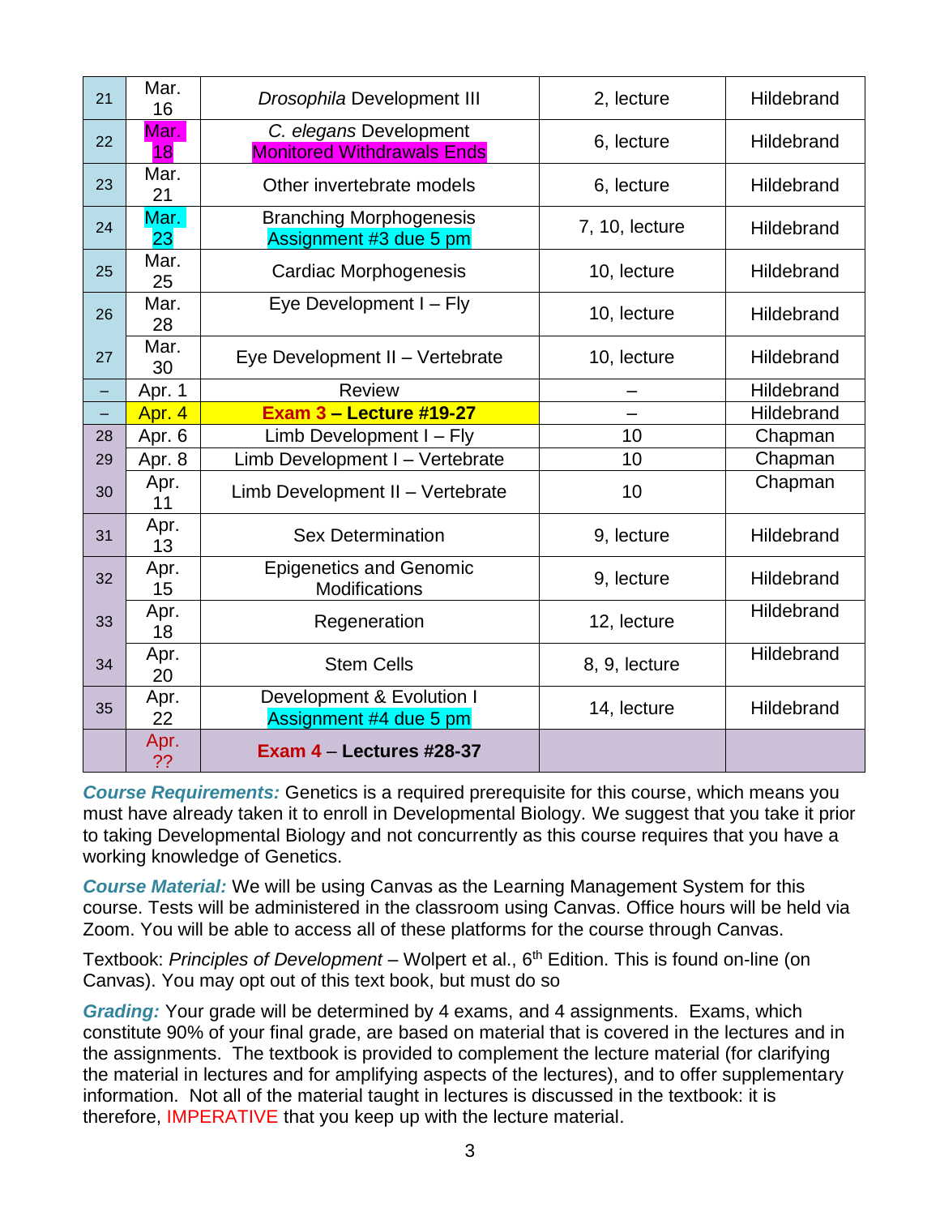| | | | | |
|---|---|---|---|---|
| 21 | Mar. 16 | *Drosophila* Development III | 2, lecture | Hildebrand |
| 22 | Mar. 18 | *C. elegans* Development<br>Monitored Withdrawals Ends | 6, lecture | Hildebrand |
| 23 | Mar. 21 | Other invertebrate models | 6, lecture | Hildebrand |
| 24 | Mar. 23 | Branching Morphogenesis<br>Assignment #3 due 5 pm | 7, 10, lecture | Hildebrand |
| 25 | Mar. 25 | Cardiac Morphogenesis | 10, lecture | Hildebrand |
| 26 | Mar. 28 | Eye Development I – Fly | 10, lecture | Hildebrand |
| 27 | Mar. 30 | Eye Development II – Vertebrate | 10, lecture | Hildebrand |
| – | Apr. 1 | Review | – | Hildebrand |
| – | Apr. 4 | **Exam 3 – Lecture #19-27** | – | Hildebrand |
| 28 | Apr. 6 | Limb Development I – Fly | 10 | Chapman |
| 29 | Apr. 8 | Limb Development I – Vertebrate | 10 | Chapman |
| 30 | Apr. 11 | Limb Development II – Vertebrate | 10 | Chapman |
| 31 | Apr. 13 | Sex Determination | 9, lecture | Hildebrand |
| 32 | Apr. 15 | Epigenetics and Genomic Modifications | 9, lecture | Hildebrand |
| 33 | Apr. 18 | Regeneration | 12, lecture | Hildebrand |
| 34 | Apr. 20 | Stem Cells | 8, 9, lecture | Hildebrand |
| 35 | Apr. 22 | Development & Evolution I<br>Assignment #4 due 5 pm | 14, lecture | Hildebrand |
| | Apr. ?? | **Exam 4 – Lectures #28-37** | | |

***Course Requirements:*** Genetics is a required prerequisite for this course, which means you must have already taken it to enroll in Developmental Biology. We suggest that you take it prior to taking Developmental Biology and not concurrently as this course requires that you have a working knowledge of Genetics.

***Course Material:*** We will be using Canvas as the Learning Management System for this course. Tests will be administered in the classroom using Canvas. Office hours will be held via Zoom. You will be able to access all of these platforms for the course through Canvas.

Textbook: *Principles of Development* – Wolpert et al., 6th Edition. This is found on-line (on Canvas). You may opt out of this text book, but must do so

***Grading:*** Your grade will be determined by 4 exams, and 4 assignments. Exams, which constitute 90% of your final grade, are based on material that is covered in the lectures and in the assignments. The textbook is provided to complement the lecture material (for clarifying the material in lectures and for amplifying aspects of the lectures), and to offer supplementary information. Not all of the material taught in lectures is discussed in the textbook: it is therefore, IMPERATIVE that you keep up with the lecture material.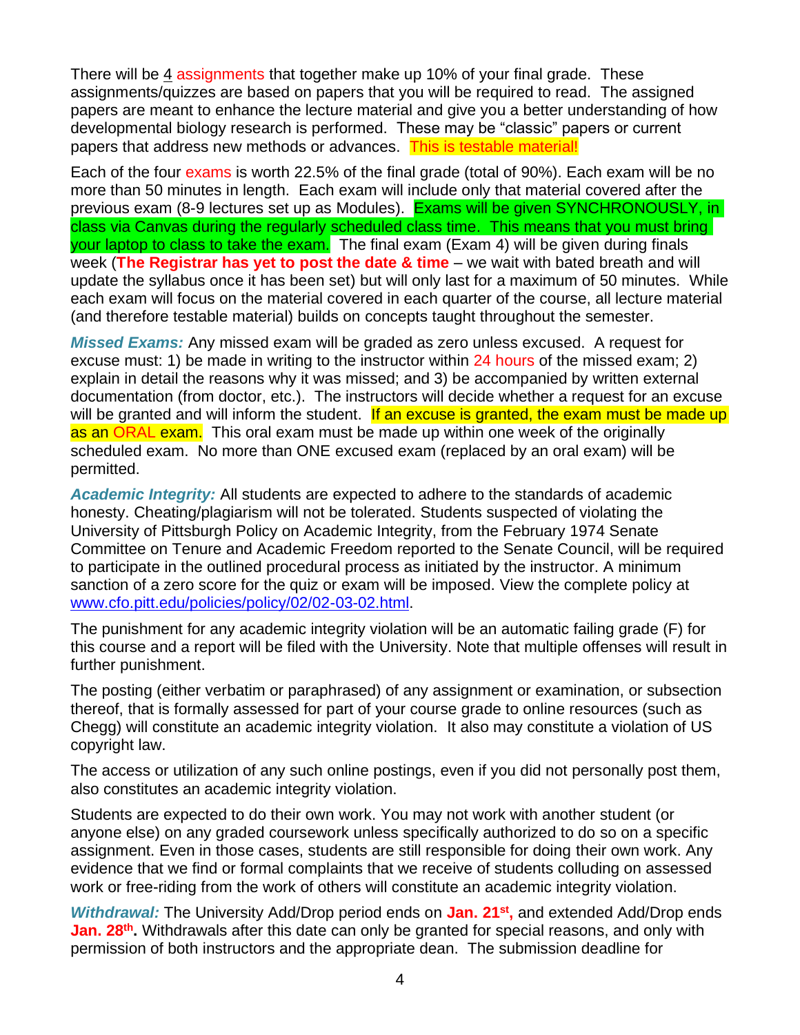There will be 4 assignments that together make up 10% of your final grade. These assignments/quizzes are based on papers that you will be required to read. The assigned papers are meant to enhance the lecture material and give you a better understanding of how developmental biology research is performed. These may be "classic" papers or current papers that address new methods or advances. This is testable material!

Each of the four exams is worth 22.5% of the final grade (total of 90%). Each exam will be no more than 50 minutes in length. Each exam will include only that material covered after the previous exam (8-9 lectures set up as Modules). Exams will be given SYNCHRONOUSLY, in class via Canvas during the regularly scheduled class time. This means that you must bring your laptop to class to take the exam. The final exam (Exam 4) will be given during finals week (**The Registrar has yet to post the date & time** – we wait with bated breath and will update the syllabus once it has been set) but will only last for a maximum of 50 minutes. While each exam will focus on the material covered in each quarter of the course, all lecture material (and therefore testable material) builds on concepts taught throughout the semester.

***Missed Exams:*** Any missed exam will be graded as zero unless excused. A request for excuse must: 1) be made in writing to the instructor within 24 hours of the missed exam; 2) explain in detail the reasons why it was missed; and 3) be accompanied by written external documentation (from doctor, etc.). The instructors will decide whether a request for an excuse will be granted and will inform the student. If an excuse is granted, the exam must be made up as an ORAL exam. This oral exam must be made up within one week of the originally scheduled exam. No more than ONE excused exam (replaced by an oral exam) will be permitted.

***Academic Integrity:*** All students are expected to adhere to the standards of academic honesty. Cheating/plagiarism will not be tolerated. Students suspected of violating the University of Pittsburgh Policy on Academic Integrity, from the February 1974 Senate Committee on Tenure and Academic Freedom reported to the Senate Council, will be required to participate in the outlined procedural process as initiated by the instructor. A minimum sanction of a zero score for the quiz or exam will be imposed. View the complete policy at [www.cfo.pitt.edu/policies/policy/02/02-03-02.html](www.cfo.pitt.edu/policies/policy/02/02-03-02.html).

The punishment for any academic integrity violation will be an automatic failing grade (F) for this course and a report will be filed with the University. Note that multiple offenses will result in further punishment.

The posting (either verbatim or paraphrased) of any assignment or examination, or subsection thereof, that is formally assessed for part of your course grade to online resources (such as Chegg) will constitute an academic integrity violation. It also may constitute a violation of US copyright law.

The access or utilization of any such online postings, even if you did not personally post them, also constitutes an academic integrity violation.

Students are expected to do their own work. You may not work with another student (or anyone else) on any graded coursework unless specifically authorized to do so on a specific assignment. Even in those cases, students are still responsible for doing their own work. Any evidence that we find or formal complaints that we receive of students colluding on assessed work or free-riding from the work of others will constitute an academic integrity violation.

***Withdrawal:*** The University Add/Drop period ends on **Jan. 21st,** and extended Add/Drop ends **Jan. 28th.** Withdrawals after this date can only be granted for special reasons, and only with permission of both instructors and the appropriate dean. The submission deadline for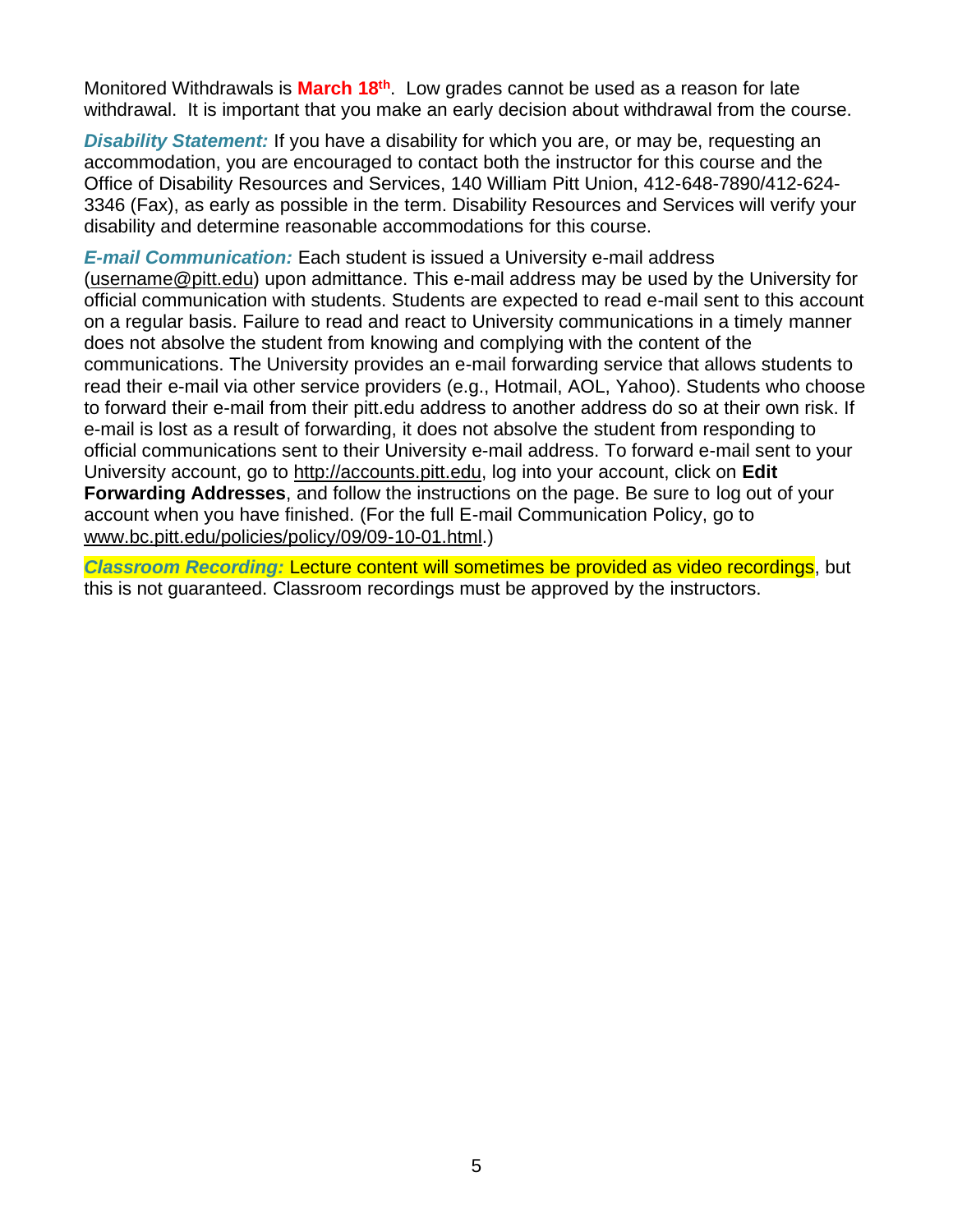Monitored Withdrawals is **March 18th**. Low grades cannot be used as a reason for late withdrawal. It is important that you make an early decision about withdrawal from the course.

***Disability Statement:*** If you have a disability for which you are, or may be, requesting an accommodation, you are encouraged to contact both the instructor for this course and the Office of Disability Resources and Services, 140 William Pitt Union, 412-648-7890/412-624-3346 (Fax), as early as possible in the term. Disability Resources and Services will verify your disability and determine reasonable accommodations for this course.

***E-mail Communication:*** Each student is issued a University e-mail address (username@pitt.edu) upon admittance. This e-mail address may be used by the University for official communication with students. Students are expected to read e-mail sent to this account on a regular basis. Failure to read and react to University communications in a timely manner does not absolve the student from knowing and complying with the content of the communications. The University provides an e-mail forwarding service that allows students to read their e-mail via other service providers (e.g., Hotmail, AOL, Yahoo). Students who choose to forward their e-mail from their pitt.edu address to another address do so at their own risk. If e-mail is lost as a result of forwarding, it does not absolve the student from responding to official communications sent to their University e-mail address. To forward e-mail sent to your University account, go to http://accounts.pitt.edu, log into your account, click on **Edit Forwarding Addresses**, and follow the instructions on the page. Be sure to log out of your account when you have finished. (For the full E-mail Communication Policy, go to www.bc.pitt.edu/policies/policy/09/09-10-01.html.)

***Classroom Recording:*** Lecture content will sometimes be provided as video recordings, but this is not guaranteed. Classroom recordings must be approved by the instructors.